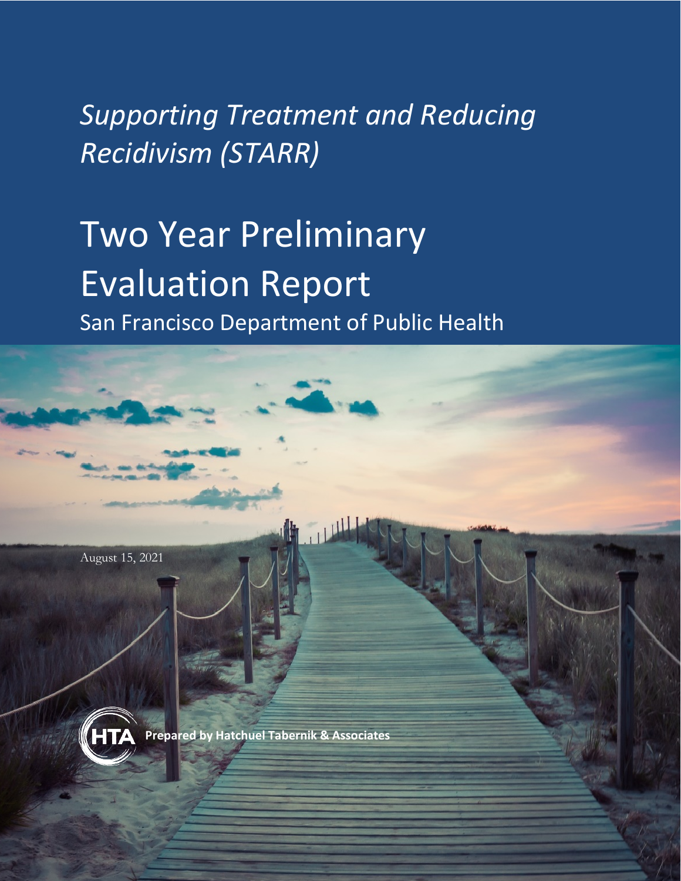*Supporting Treatment and Reducing Recidivism (STARR)*

# Two Year Preliminary Evaluation Report

## San Francisco Department of Public Health

August 15, 2021

**Prepared by Hatchuel Tabernik & Associates**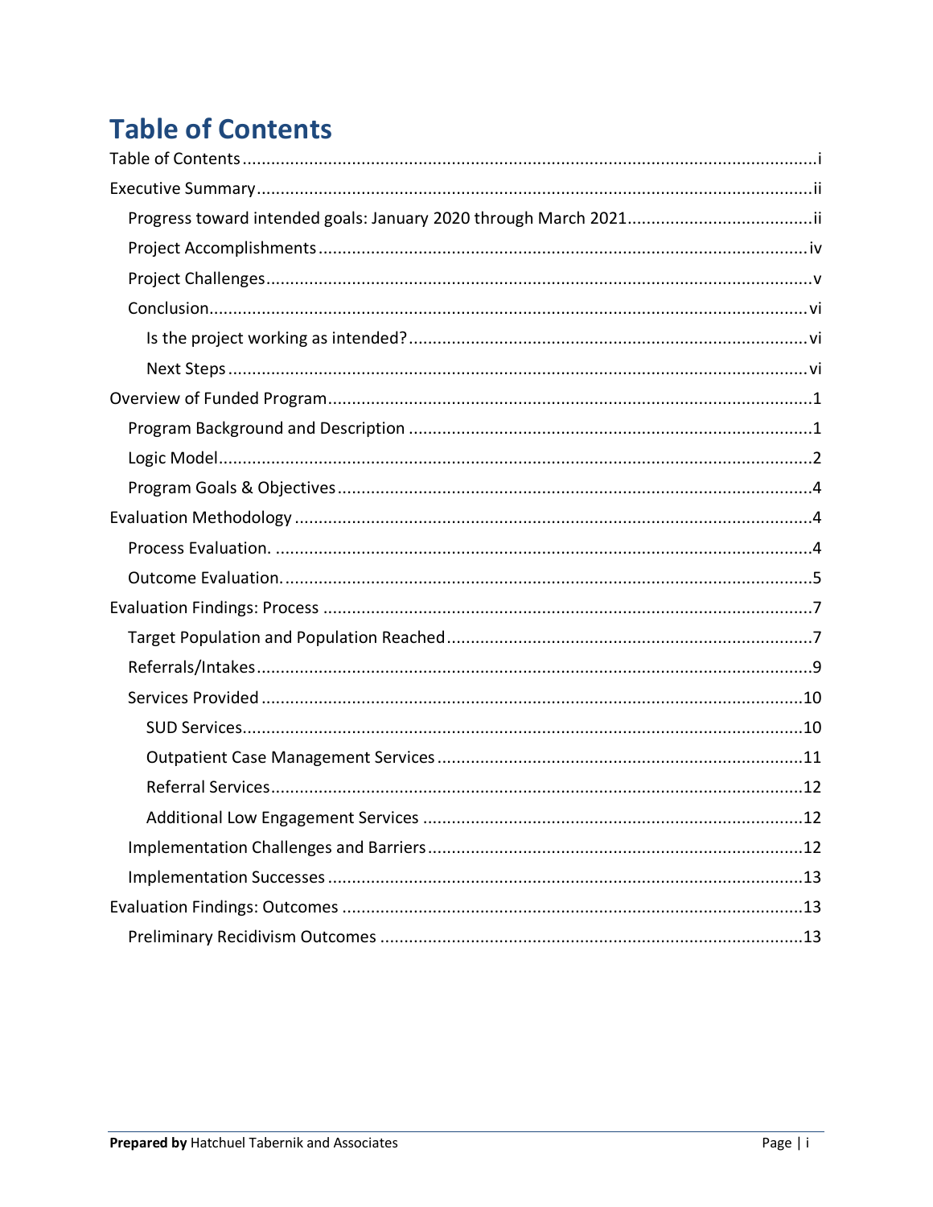# Table of Contents

- Table of Contents ..... i
- Executive Summary ..... ii
  - Progress toward intended goals: January 2020 through March 2021 ..... ii
  - Project Accomplishments ..... iv
  - Project Challenges ..... v
  - Conclusion ..... vi
    - Is the project working as intended? ..... vi
    - Next Steps ..... vi
- Overview of Funded Program ..... 1
  - Program Background and Description ..... 1
  - Logic Model ..... 2
  - Program Goals & Objectives ..... 4
- Evaluation Methodology ..... 4
  - Process Evaluation. ..... 4
  - Outcome Evaluation. ..... 5
- Evaluation Findings: Process ..... 7
  - Target Population and Population Reached ..... 7
  - Referrals/Intakes ..... 9
  - Services Provided ..... 10
    - SUD Services ..... 10
    - Outpatient Case Management Services ..... 11
    - Referral Services ..... 12
    - Additional Low Engagement Services ..... 12
  - Implementation Challenges and Barriers ..... 12
  - Implementation Successes ..... 13
- Evaluation Findings: Outcomes ..... 13
  - Preliminary Recidivism Outcomes ..... 13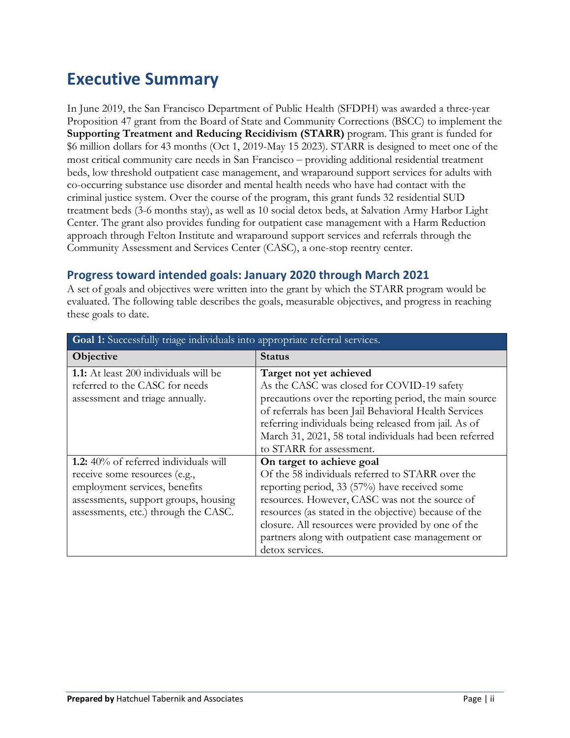# Executive Summary

In June 2019, the San Francisco Department of Public Health (SFDPH) was awarded a three-year Proposition 47 grant from the Board of State and Community Corrections (BSCC) to implement the **Supporting Treatment and Reducing Recidivism (STARR)** program. This grant is funded for $6 million dollars for 43 months (Oct 1, 2019-May 15 2023). STARR is designed to meet one of the most critical community care needs in San Francisco – providing additional residential treatment beds, low threshold outpatient case management, and wraparound support services for adults with co-occurring substance use disorder and mental health needs who have had contact with the criminal justice system. Over the course of the program, this grant funds 32 residential SUD treatment beds (3-6 months stay), as well as 10 social detox beds, at Salvation Army Harbor Light Center. The grant also provides funding for outpatient case management with a Harm Reduction approach through Felton Institute and wraparound support services and referrals through the Community Assessment and Services Center (CASC), a one-stop reentry center.

## Progress toward intended goals: January 2020 through March 2021

A set of goals and objectives were written into the grant by which the STARR program would be evaluated. The following table describes the goals, measurable objectives, and progress in reaching these goals to date.

| **Goal 1:** Successfully triage individuals into appropriate referral services. | |
|---|---|
| **Objective** | **Status** |
| **1.1:** At least 200 individuals will be referred to the CASC for needs assessment and triage annually. | **Target not yet achieved**<br>As the CASC was closed for COVID-19 safety precautions over the reporting period, the main source of referrals has been Jail Behavioral Health Services referring individuals being released from jail. As of March 31, 2021, 58 total individuals had been referred to STARR for assessment. |
| **1.2:** 40% of referred individuals will receive some resources (e.g., employment services, benefits assessments, support groups, housing assessments, etc.) through the CASC. | **On target to achieve goal**<br>Of the 58 individuals referred to STARR over the reporting period, 33 (57%) have received some resources. However, CASC was not the source of resources (as stated in the objective) because of the closure. All resources were provided by one of the partners along with outpatient case management or detox services. |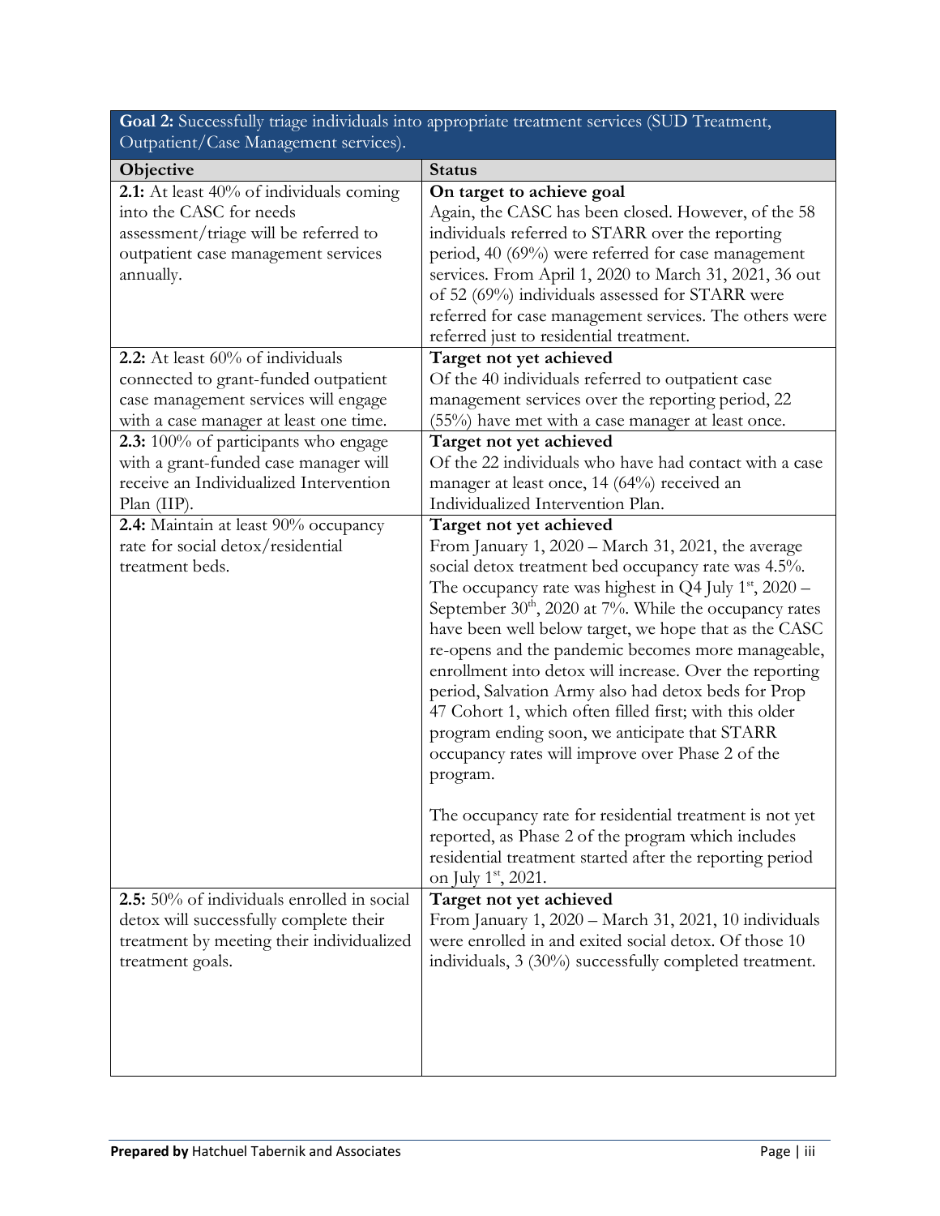| **Goal 2:** Successfully triage individuals into appropriate treatment services (SUD Treatment, Outpatient/Case Management services). | |
|---|---|
| **Objective** | **Status** |
| **2.1:** At least 40% of individuals coming into the CASC for needs assessment/triage will be referred to outpatient case management services annually. | **On target to achieve goal**<br>Again, the CASC has been closed. However, of the 58 individuals referred to STARR over the reporting period, 40 (69%) were referred for case management services. From April 1, 2020 to March 31, 2021, 36 out of 52 (69%) individuals assessed for STARR were referred for case management services. The others were referred just to residential treatment. |
| **2.2:** At least 60% of individuals connected to grant-funded outpatient case management services will engage with a case manager at least one time. | **Target not yet achieved**<br>Of the 40 individuals referred to outpatient case management services over the reporting period, 22 (55%) have met with a case manager at least once. |
| **2.3:** 100% of participants who engage with a grant-funded case manager will receive an Individualized Intervention Plan (IIP). | **Target not yet achieved**<br>Of the 22 individuals who have had contact with a case manager at least once, 14 (64%) received an Individualized Intervention Plan. |
| **2.4:** Maintain at least 90% occupancy rate for social detox/residential treatment beds. | **Target not yet achieved**<br>From January 1, 2020 – March 31, 2021, the average social detox treatment bed occupancy rate was 4.5%. The occupancy rate was highest in Q4 July 1st, 2020 – September 30th, 2020 at 7%. While the occupancy rates have been well below target, we hope that as the CASC re-opens and the pandemic becomes more manageable, enrollment into detox will increase. Over the reporting period, Salvation Army also had detox beds for Prop 47 Cohort 1, which often filled first; with this older program ending soon, we anticipate that STARR occupancy rates will improve over Phase 2 of the program.<br><br>The occupancy rate for residential treatment is not yet reported, as Phase 2 of the program which includes residential treatment started after the reporting period on July 1st, 2021. |
| **2.5:** 50% of individuals enrolled in social detox will successfully complete their treatment by meeting their individualized treatment goals. | **Target not yet achieved**<br>From January 1, 2020 – March 31, 2021, 10 individuals were enrolled in and exited social detox. Of those 10 individuals, 3 (30%) successfully completed treatment. |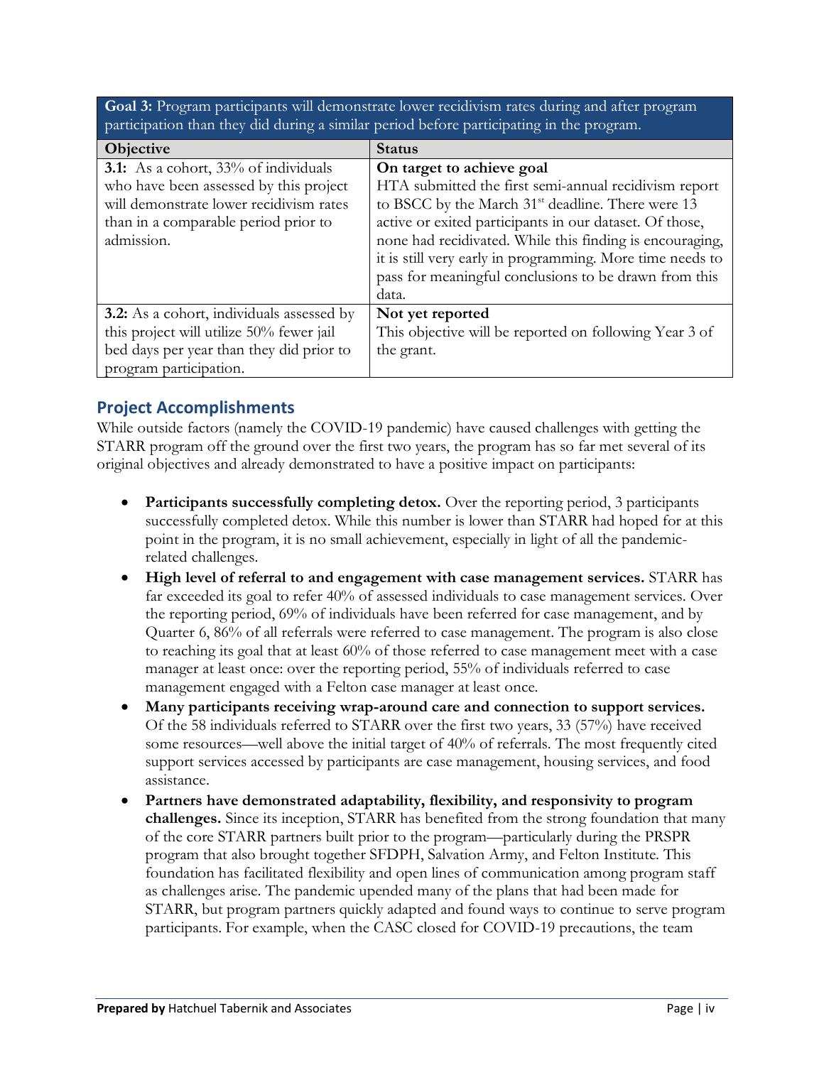| **Goal 3:** Program participants will demonstrate lower recidivism rates during and after program participation than they did during a similar period before participating in the program. | |
|---|---|
| **Objective** | **Status** |
| **3.1:** As a cohort, 33% of individuals who have been assessed by this project will demonstrate lower recidivism rates than in a comparable period prior to admission. | **On target to achieve goal** HTA submitted the first semi-annual recidivism report to BSCC by the March 31st deadline. There were 13 active or exited participants in our dataset. Of those, none had recidivated. While this finding is encouraging, it is still very early in programming. More time needs to pass for meaningful conclusions to be drawn from this data. |
| **3.2:** As a cohort, individuals assessed by this project will utilize 50% fewer jail bed days per year than they did prior to program participation. | **Not yet reported** This objective will be reported on following Year 3 of the grant. |

## Project Accomplishments

While outside factors (namely the COVID-19 pandemic) have caused challenges with getting the STARR program off the ground over the first two years, the program has so far met several of its original objectives and already demonstrated to have a positive impact on participants:

- **Participants successfully completing detox.** Over the reporting period, 3 participants successfully completed detox. While this number is lower than STARR had hoped for at this point in the program, it is no small achievement, especially in light of all the pandemic-related challenges.
- **High level of referral to and engagement with case management services.** STARR has far exceeded its goal to refer 40% of assessed individuals to case management services. Over the reporting period, 69% of individuals have been referred for case management, and by Quarter 6, 86% of all referrals were referred to case management. The program is also close to reaching its goal that at least 60% of those referred to case management meet with a case manager at least once: over the reporting period, 55% of individuals referred to case management engaged with a Felton case manager at least once.
- **Many participants receiving wrap-around care and connection to support services.** Of the 58 individuals referred to STARR over the first two years, 33 (57%) have received some resources—well above the initial target of 40% of referrals. The most frequently cited support services accessed by participants are case management, housing services, and food assistance.
- **Partners have demonstrated adaptability, flexibility, and responsivity to program challenges.** Since its inception, STARR has benefited from the strong foundation that many of the core STARR partners built prior to the program—particularly during the PRSPR program that also brought together SFDPH, Salvation Army, and Felton Institute. This foundation has facilitated flexibility and open lines of communication among program staff as challenges arise. The pandemic upended many of the plans that had been made for STARR, but program partners quickly adapted and found ways to continue to serve program participants. For example, when the CASC closed for COVID-19 precautions, the team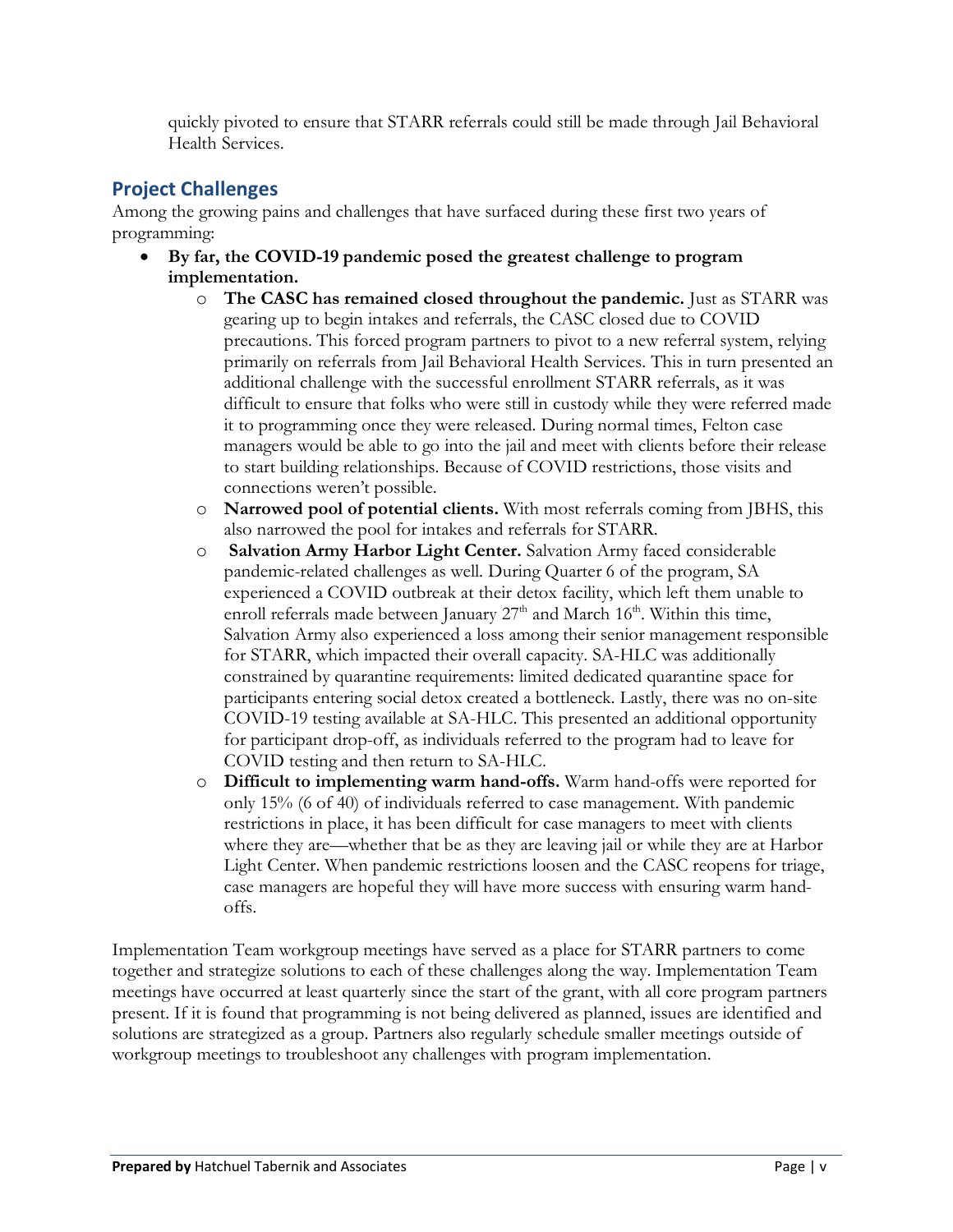quickly pivoted to ensure that STARR referrals could still be made through Jail Behavioral Health Services.

## Project Challenges

Among the growing pains and challenges that have surfaced during these first two years of programming:

- **By far, the COVID-19 pandemic posed the greatest challenge to program implementation.**
    - **The CASC has remained closed throughout the pandemic.** Just as STARR was gearing up to begin intakes and referrals, the CASC closed due to COVID precautions. This forced program partners to pivot to a new referral system, relying primarily on referrals from Jail Behavioral Health Services. This in turn presented an additional challenge with the successful enrollment STARR referrals, as it was difficult to ensure that folks who were still in custody while they were referred made it to programming once they were released. During normal times, Felton case managers would be able to go into the jail and meet with clients before their release to start building relationships. Because of COVID restrictions, those visits and connections weren't possible.
    - **Narrowed pool of potential clients.** With most referrals coming from JBHS, this also narrowed the pool for intakes and referrals for STARR.
    - **Salvation Army Harbor Light Center.** Salvation Army faced considerable pandemic-related challenges as well. During Quarter 6 of the program, SA experienced a COVID outbreak at their detox facility, which left them unable to enroll referrals made between January 27th and March 16th. Within this time, Salvation Army also experienced a loss among their senior management responsible for STARR, which impacted their overall capacity. SA-HLC was additionally constrained by quarantine requirements: limited dedicated quarantine space for participants entering social detox created a bottleneck. Lastly, there was no on-site COVID-19 testing available at SA-HLC. This presented an additional opportunity for participant drop-off, as individuals referred to the program had to leave for COVID testing and then return to SA-HLC.
    - **Difficult to implementing warm hand-offs.** Warm hand-offs were reported for only 15% (6 of 40) of individuals referred to case management. With pandemic restrictions in place, it has been difficult for case managers to meet with clients where they are—whether that be as they are leaving jail or while they are at Harbor Light Center. When pandemic restrictions loosen and the CASC reopens for triage, case managers are hopeful they will have more success with ensuring warm hand-offs.

Implementation Team workgroup meetings have served as a place for STARR partners to come together and strategize solutions to each of these challenges along the way. Implementation Team meetings have occurred at least quarterly since the start of the grant, with all core program partners present. If it is found that programming is not being delivered as planned, issues are identified and solutions are strategized as a group. Partners also regularly schedule smaller meetings outside of workgroup meetings to troubleshoot any challenges with program implementation.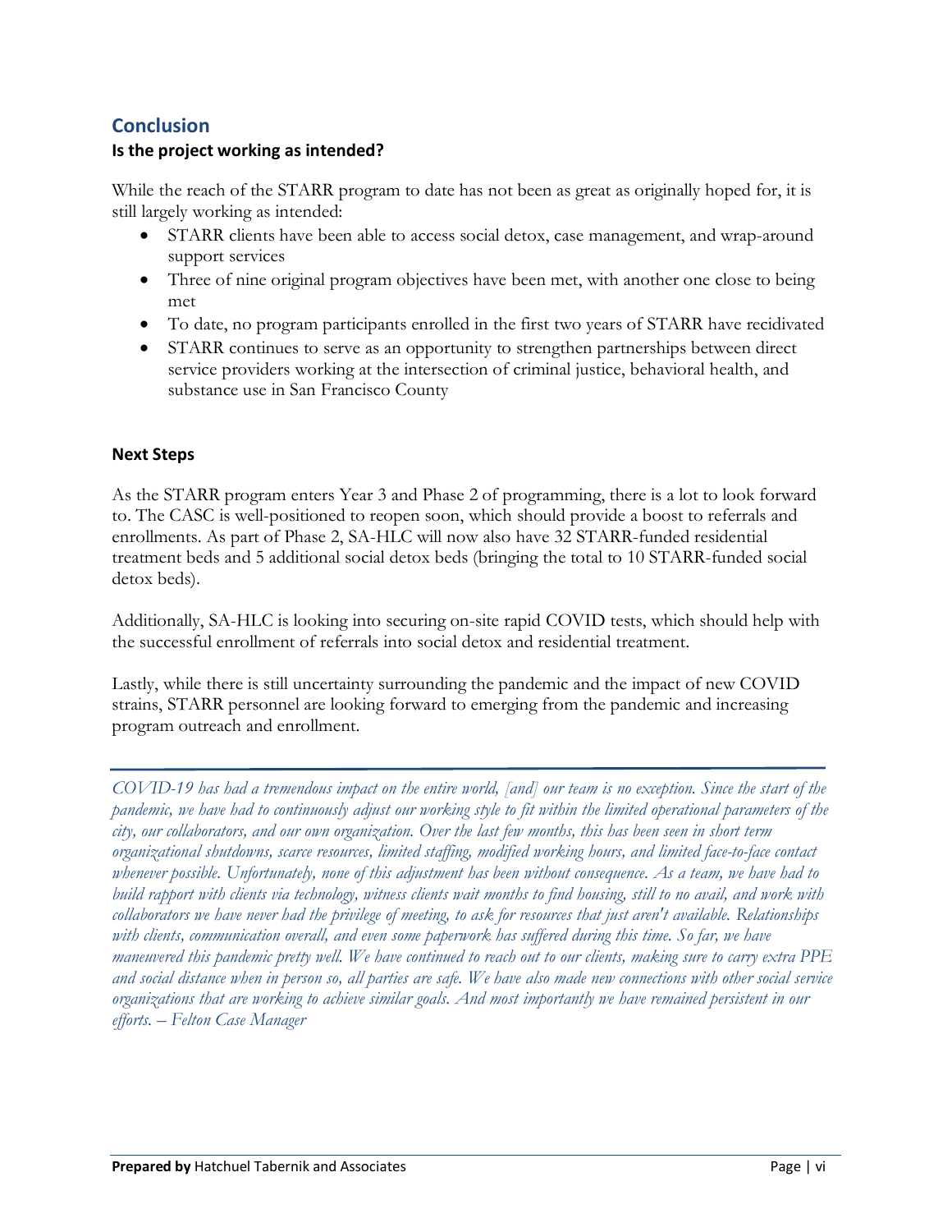## Conclusion

### Is the project working as intended?

While the reach of the STARR program to date has not been as great as originally hoped for, it is still largely working as intended:

- STARR clients have been able to access social detox, case management, and wrap-around support services
- Three of nine original program objectives have been met, with another one close to being met
- To date, no program participants enrolled in the first two years of STARR have recidivated
- STARR continues to serve as an opportunity to strengthen partnerships between direct service providers working at the intersection of criminal justice, behavioral health, and substance use in San Francisco County

### Next Steps

As the STARR program enters Year 3 and Phase 2 of programming, there is a lot to look forward to. The CASC is well-positioned to reopen soon, which should provide a boost to referrals and enrollments. As part of Phase 2, SA-HLC will now also have 32 STARR-funded residential treatment beds and 5 additional social detox beds (bringing the total to 10 STARR-funded social detox beds).

Additionally, SA-HLC is looking into securing on-site rapid COVID tests, which should help with the successful enrollment of referrals into social detox and residential treatment.

Lastly, while there is still uncertainty surrounding the pandemic and the impact of new COVID strains, STARR personnel are looking forward to emerging from the pandemic and increasing program outreach and enrollment.

---

*COVID-19 has had a tremendous impact on the entire world, [and] our team is no exception. Since the start of the pandemic, we have had to continuously adjust our working style to fit within the limited operational parameters of the city, our collaborators, and our own organization. Over the last few months, this has been seen in short term organizational shutdowns, scarce resources, limited staffing, modified working hours, and limited face-to-face contact whenever possible. Unfortunately, none of this adjustment has been without consequence. As a team, we have had to build rapport with clients via technology, witness clients wait months to find housing, still to no avail, and work with collaborators we have never had the privilege of meeting, to ask for resources that just aren't available. Relationships with clients, communication overall, and even some paperwork has suffered during this time. So far, we have maneuvered this pandemic pretty well. We have continued to reach out to our clients, making sure to carry extra PPE and social distance when in person so, all parties are safe. We have also made new connections with other social service organizations that are working to achieve similar goals. And most importantly we have remained persistent in our efforts. – Felton Case Manager*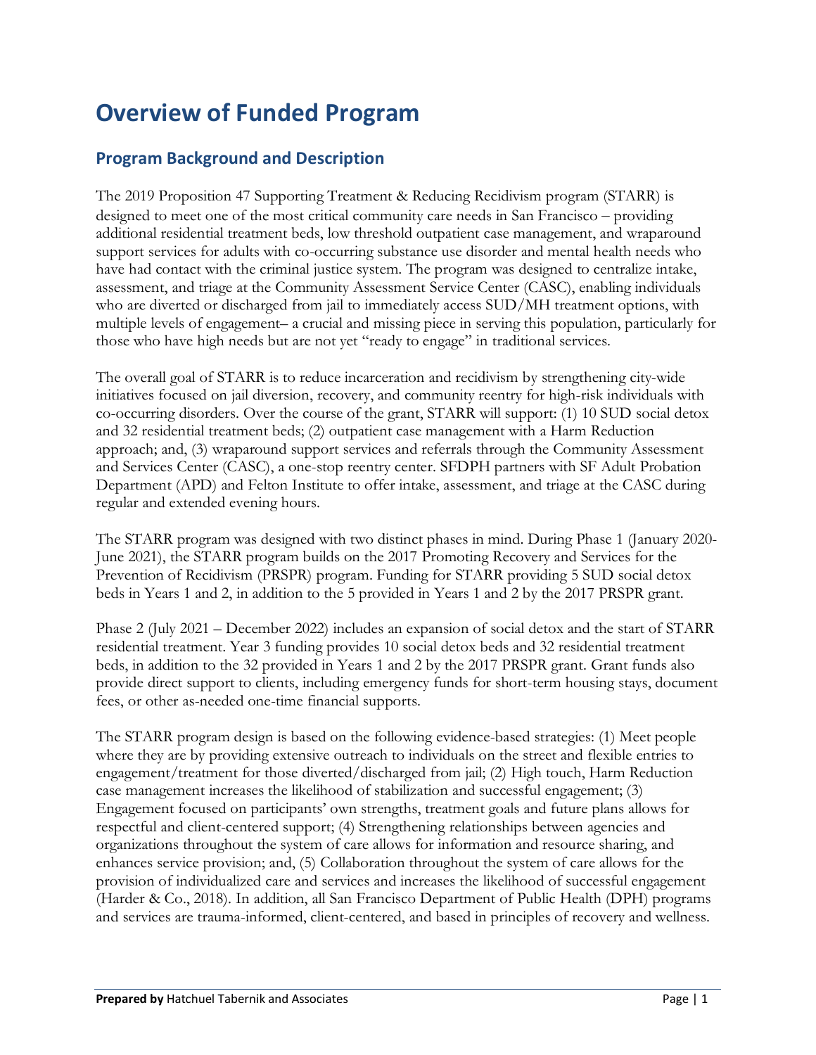# Overview of Funded Program

## Program Background and Description

The 2019 Proposition 47 Supporting Treatment & Reducing Recidivism program (STARR) is designed to meet one of the most critical community care needs in San Francisco – providing additional residential treatment beds, low threshold outpatient case management, and wraparound support services for adults with co-occurring substance use disorder and mental health needs who have had contact with the criminal justice system. The program was designed to centralize intake, assessment, and triage at the Community Assessment Service Center (CASC), enabling individuals who are diverted or discharged from jail to immediately access SUD/MH treatment options, with multiple levels of engagement– a crucial and missing piece in serving this population, particularly for those who have high needs but are not yet "ready to engage" in traditional services.

The overall goal of STARR is to reduce incarceration and recidivism by strengthening city-wide initiatives focused on jail diversion, recovery, and community reentry for high-risk individuals with co-occurring disorders. Over the course of the grant, STARR will support: (1) 10 SUD social detox and 32 residential treatment beds; (2) outpatient case management with a Harm Reduction approach; and, (3) wraparound support services and referrals through the Community Assessment and Services Center (CASC), a one-stop reentry center. SFDPH partners with SF Adult Probation Department (APD) and Felton Institute to offer intake, assessment, and triage at the CASC during regular and extended evening hours.

The STARR program was designed with two distinct phases in mind. During Phase 1 (January 2020-June 2021), the STARR program builds on the 2017 Promoting Recovery and Services for the Prevention of Recidivism (PRSPR) program. Funding for STARR providing 5 SUD social detox beds in Years 1 and 2, in addition to the 5 provided in Years 1 and 2 by the 2017 PRSPR grant.

Phase 2 (July 2021 – December 2022) includes an expansion of social detox and the start of STARR residential treatment. Year 3 funding provides 10 social detox beds and 32 residential treatment beds, in addition to the 32 provided in Years 1 and 2 by the 2017 PRSPR grant. Grant funds also provide direct support to clients, including emergency funds for short-term housing stays, document fees, or other as-needed one-time financial supports.

The STARR program design is based on the following evidence-based strategies: (1) Meet people where they are by providing extensive outreach to individuals on the street and flexible entries to engagement/treatment for those diverted/discharged from jail; (2) High touch, Harm Reduction case management increases the likelihood of stabilization and successful engagement; (3) Engagement focused on participants' own strengths, treatment goals and future plans allows for respectful and client-centered support; (4) Strengthening relationships between agencies and organizations throughout the system of care allows for information and resource sharing, and enhances service provision; and, (5) Collaboration throughout the system of care allows for the provision of individualized care and services and increases the likelihood of successful engagement (Harder & Co., 2018). In addition, all San Francisco Department of Public Health (DPH) programs and services are trauma-informed, client-centered, and based in principles of recovery and wellness.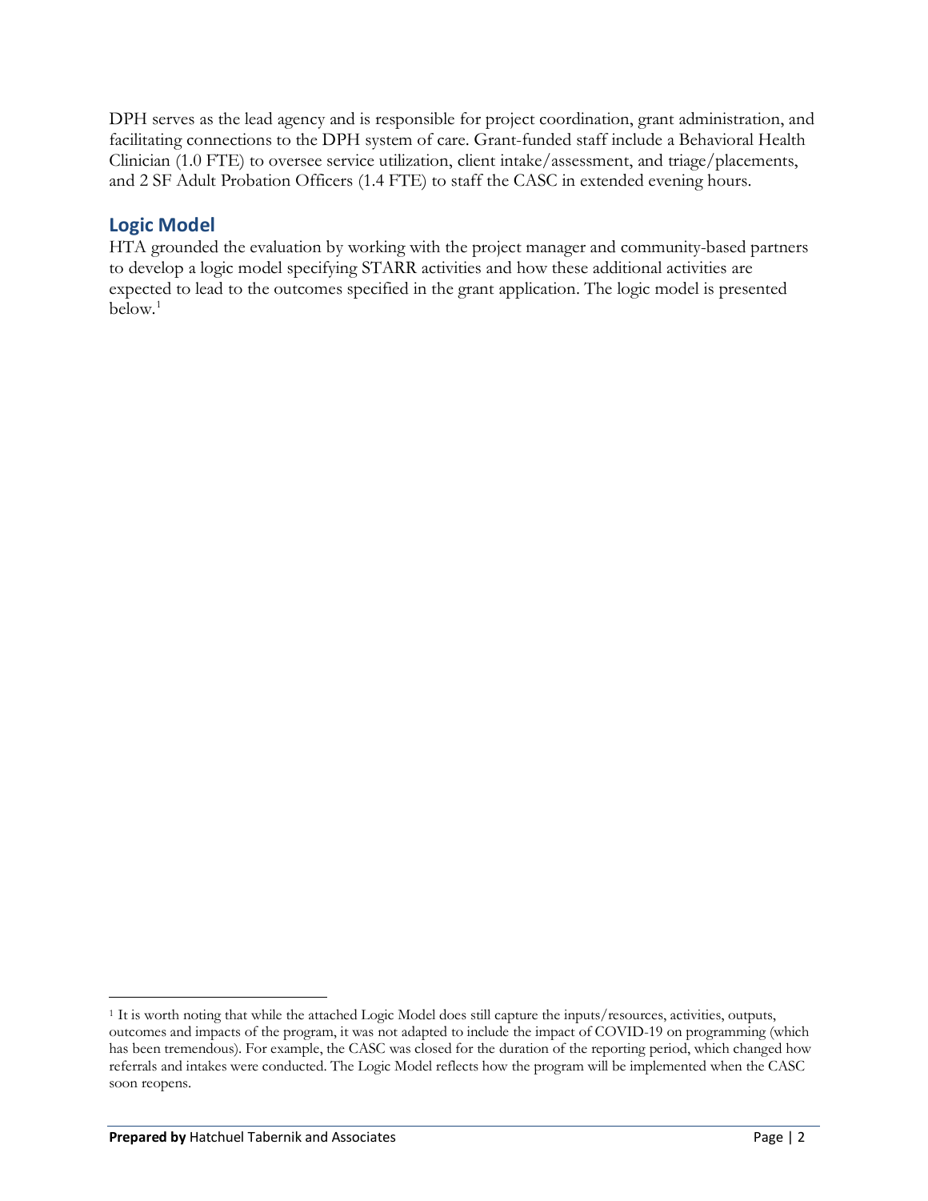DPH serves as the lead agency and is responsible for project coordination, grant administration, and facilitating connections to the DPH system of care. Grant-funded staff include a Behavioral Health Clinician (1.0 FTE) to oversee service utilization, client intake/assessment, and triage/placements, and 2 SF Adult Probation Officers (1.4 FTE) to staff the CASC in extended evening hours.

## Logic Model

HTA grounded the evaluation by working with the project manager and community-based partners to develop a logic model specifying STARR activities and how these additional activities are expected to lead to the outcomes specified in the grant application. The logic model is presented below.[1]

[1] It is worth noting that while the attached Logic Model does still capture the inputs/resources, activities, outputs, outcomes and impacts of the program, it was not adapted to include the impact of COVID-19 on programming (which has been tremendous). For example, the CASC was closed for the duration of the reporting period, which changed how referrals and intakes were conducted. The Logic Model reflects how the program will be implemented when the CASC soon reopens.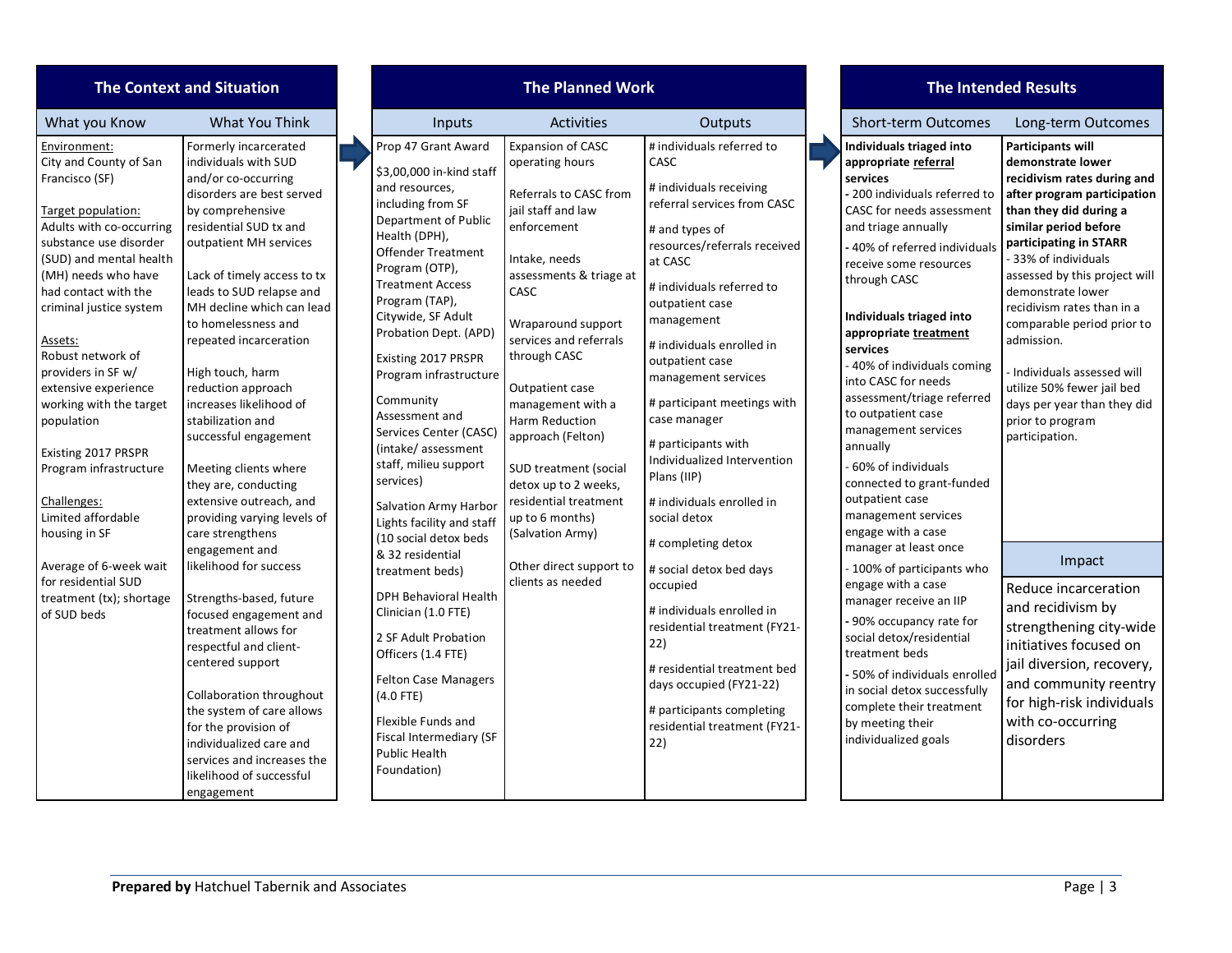| The Context and Situation | | The Planned Work | | | The Intended Results | |
|---|---|---|---|---|---|---|
| What you Know | What You Think | Inputs | Activities | Outputs | Short-term Outcomes | Long-term Outcomes |
| Environment:<br>City and County of San Francisco (SF)<br><br>Target population:<br>Adults with co-occurring substance use disorder (SUD) and mental health (MH) needs who have had contact with the criminal justice system<br><br>Assets:<br>Robust network of providers in SF w/ extensive experience working with the target population<br><br>Existing 2017 PRSPR Program infrastructure<br><br>Challenges:<br>Limited affordable housing in SF<br><br>Average of 6-week wait for residential SUD treatment (tx); shortage of SUD beds | Formerly incarcerated individuals with SUD and/or co-occurring disorders are best served by comprehensive residential SUD tx and outpatient MH services<br><br>Lack of timely access to tx leads to SUD relapse and MH decline which can lead to homelessness and repeated incarceration<br><br>High touch, harm reduction approach increases likelihood of stabilization and successful engagement<br><br>Meeting clients where they are, conducting extensive outreach, and providing varying levels of care strengthens engagement and likelihood for success<br><br>Strengths-based, future focused engagement and treatment allows for respectful and client-centered support<br><br>Collaboration throughout the system of care allows for the provision of individualized care and services and increases the likelihood of successful engagement | Prop 47 Grant Award<br><br>$3,00,000 in-kind staff and resources, including from SF Department of Public Health (DPH), Offender Treatment Program (OTP), Treatment Access Program (TAP), Citywide, SF Adult Probation Dept. (APD)<br><br>Existing 2017 PRSPR Program infrastructure<br><br>Community Assessment and Services Center (CASC) (intake/ assessment staff, milieu support services)<br><br>Salvation Army Harbor Lights facility and staff (10 social detox beds & 32 residential treatment beds)<br><br>DPH Behavioral Health Clinician (1.0 FTE)<br><br>2 SF Adult Probation Officers (1.4 FTE)<br><br>Felton Case Managers (4.0 FTE)<br><br>Flexible Funds and Fiscal Intermediary (SF Public Health Foundation) | Expansion of CASC operating hours<br><br>Referrals to CASC from jail staff and law enforcement<br><br>Intake, needs assessments & triage at CASC<br><br>Wraparound support services and referrals through CASC<br><br>Outpatient case management with a Harm Reduction approach (Felton)<br><br>SUD treatment (social detox up to 2 weeks, residential treatment up to 6 months) (Salvation Army)<br><br>Other direct support to clients as needed | # individuals referred to CASC<br><br># individuals receiving referral services from CASC<br><br># and types of resources/referrals received at CASC<br><br># individuals referred to outpatient case management<br><br># individuals enrolled in outpatient case management services<br><br># participant meetings with case manager<br><br># participants with Individualized Intervention Plans (IIP)<br><br># individuals enrolled in social detox<br><br># completing detox<br><br># social detox bed days occupied<br><br># individuals enrolled in residential treatment (FY21-22)<br><br># residential treatment bed days occupied (FY21-22)<br><br># participants completing residential treatment (FY21-22) | **Individuals triaged into appropriate <u>referral</u> services**<br>- 200 individuals referred to CASC for needs assessment and triage annually<br>- 40% of referred individuals receive some resources through CASC<br><br>**Individuals triaged into appropriate <u>treatment</u> services**<br>- 40% of individuals coming into CASC for needs assessment/triage referred to outpatient case management services annually<br>- 60% of individuals connected to grant-funded outpatient case management services engage with a case manager at least once<br>- 100% of participants who engage with a case manager receive an IIP<br>- 90% occupancy rate for social detox/residential treatment beds<br>- 50% of individuals enrolled in social detox successfully complete their treatment by meeting their individualized goals | **Participants will demonstrate lower recidivism rates during and after program participation than they did during a similar period before participating in STARR**<br>- 33% of individuals assessed by this project will demonstrate lower recidivism rates than in a comparable period prior to admission.<br><br>- Individuals assessed will utilize 50% fewer jail bed days per year than they did prior to program participation.<br><br>**Impact**<br><br>Reduce incarceration and recidivism by strengthening city-wide initiatives focused on jail diversion, recovery, and community reentry for high-risk individuals with co-occurring disorders |

**Prepared by** Hatchuel Tabernik and Associates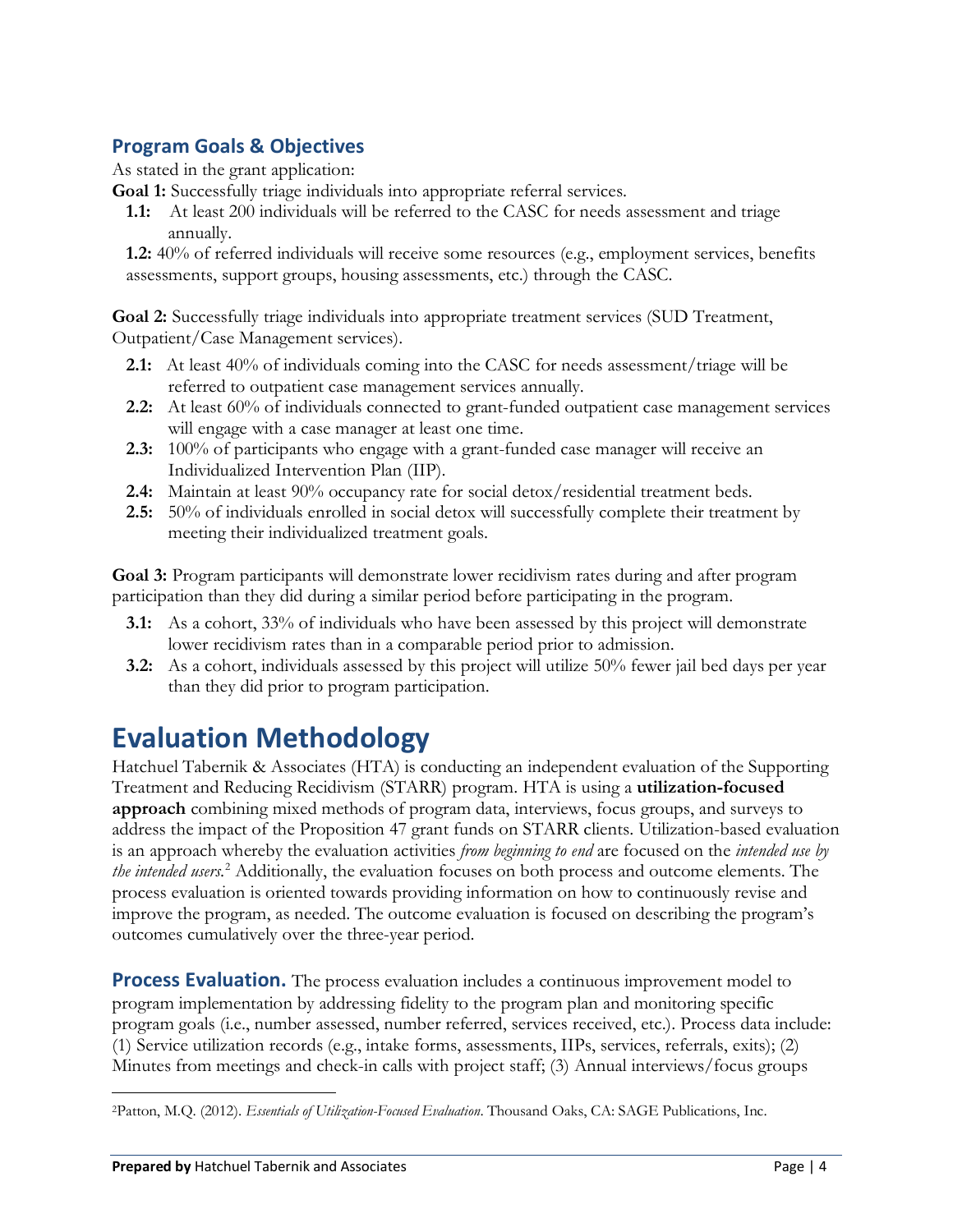## Program Goals & Objectives

As stated in the grant application:

**Goal 1:** Successfully triage individuals into appropriate referral services.

- **1.1:** At least 200 individuals will be referred to the CASC for needs assessment and triage annually.
- **1.2:** 40% of referred individuals will receive some resources (e.g., employment services, benefits assessments, support groups, housing assessments, etc.) through the CASC.

**Goal 2:** Successfully triage individuals into appropriate treatment services (SUD Treatment, Outpatient/Case Management services).

- **2.1:** At least 40% of individuals coming into the CASC for needs assessment/triage will be referred to outpatient case management services annually.
- **2.2:** At least 60% of individuals connected to grant-funded outpatient case management services will engage with a case manager at least one time.
- **2.3:** 100% of participants who engage with a grant-funded case manager will receive an Individualized Intervention Plan (IIP).
- **2.4:** Maintain at least 90% occupancy rate for social detox/residential treatment beds.
- **2.5:** 50% of individuals enrolled in social detox will successfully complete their treatment by meeting their individualized treatment goals.

**Goal 3:** Program participants will demonstrate lower recidivism rates during and after program participation than they did during a similar period before participating in the program.

- **3.1:** As a cohort, 33% of individuals who have been assessed by this project will demonstrate lower recidivism rates than in a comparable period prior to admission.
- **3.2:** As a cohort, individuals assessed by this project will utilize 50% fewer jail bed days per year than they did prior to program participation.

# Evaluation Methodology

Hatchuel Tabernik & Associates (HTA) is conducting an independent evaluation of the Supporting Treatment and Reducing Recidivism (STARR) program. HTA is using a **utilization-focused approach** combining mixed methods of program data, interviews, focus groups, and surveys to address the impact of the Proposition 47 grant funds on STARR clients. Utilization-based evaluation is an approach whereby the evaluation activities *from beginning to end* are focused on the *intended use by the intended users.*[2] Additionally, the evaluation focuses on both process and outcome elements. The process evaluation is oriented towards providing information on how to continuously revise and improve the program, as needed. The outcome evaluation is focused on describing the program's outcomes cumulatively over the three-year period.

**Process Evaluation.** The process evaluation includes a continuous improvement model to program implementation by addressing fidelity to the program plan and monitoring specific program goals (i.e., number assessed, number referred, services received, etc.). Process data include: (1) Service utilization records (e.g., intake forms, assessments, IIPs, services, referrals, exits); (2) Minutes from meetings and check-in calls with project staff; (3) Annual interviews/focus groups

[2]Patton, M.Q. (2012). *Essentials of Utilization-Focused Evaluation*. Thousand Oaks, CA: SAGE Publications, Inc.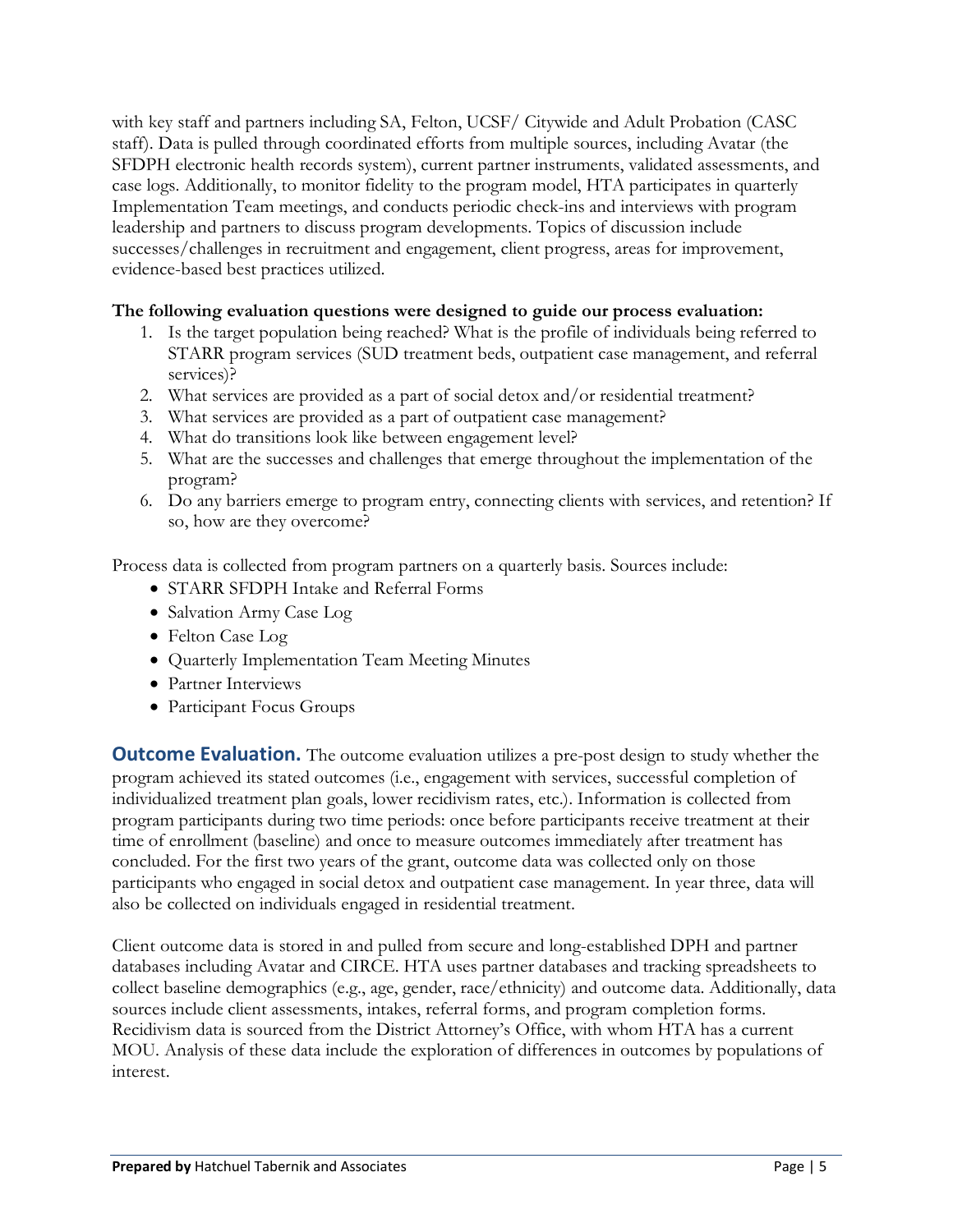with key staff and partners including SA, Felton, UCSF/ Citywide and Adult Probation (CASC staff). Data is pulled through coordinated efforts from multiple sources, including Avatar (the SFDPH electronic health records system), current partner instruments, validated assessments, and case logs. Additionally, to monitor fidelity to the program model, HTA participates in quarterly Implementation Team meetings, and conducts periodic check-ins and interviews with program leadership and partners to discuss program developments. Topics of discussion include successes/challenges in recruitment and engagement, client progress, areas for improvement, evidence-based best practices utilized.

**The following evaluation questions were designed to guide our process evaluation:**

1. Is the target population being reached? What is the profile of individuals being referred to STARR program services (SUD treatment beds, outpatient case management, and referral services)?
2. What services are provided as a part of social detox and/or residential treatment?
3. What services are provided as a part of outpatient case management?
4. What do transitions look like between engagement level?
5. What are the successes and challenges that emerge throughout the implementation of the program?
6. Do any barriers emerge to program entry, connecting clients with services, and retention? If so, how are they overcome?

Process data is collected from program partners on a quarterly basis. Sources include:

- STARR SFDPH Intake and Referral Forms
- Salvation Army Case Log
- Felton Case Log
- Quarterly Implementation Team Meeting Minutes
- Partner Interviews
- Participant Focus Groups

**Outcome Evaluation.** The outcome evaluation utilizes a pre-post design to study whether the program achieved its stated outcomes (i.e., engagement with services, successful completion of individualized treatment plan goals, lower recidivism rates, etc.). Information is collected from program participants during two time periods: once before participants receive treatment at their time of enrollment (baseline) and once to measure outcomes immediately after treatment has concluded. For the first two years of the grant, outcome data was collected only on those participants who engaged in social detox and outpatient case management. In year three, data will also be collected on individuals engaged in residential treatment.

Client outcome data is stored in and pulled from secure and long-established DPH and partner databases including Avatar and CIRCE. HTA uses partner databases and tracking spreadsheets to collect baseline demographics (e.g., age, gender, race/ethnicity) and outcome data. Additionally, data sources include client assessments, intakes, referral forms, and program completion forms. Recidivism data is sourced from the District Attorney's Office, with whom HTA has a current MOU. Analysis of these data include the exploration of differences in outcomes by populations of interest.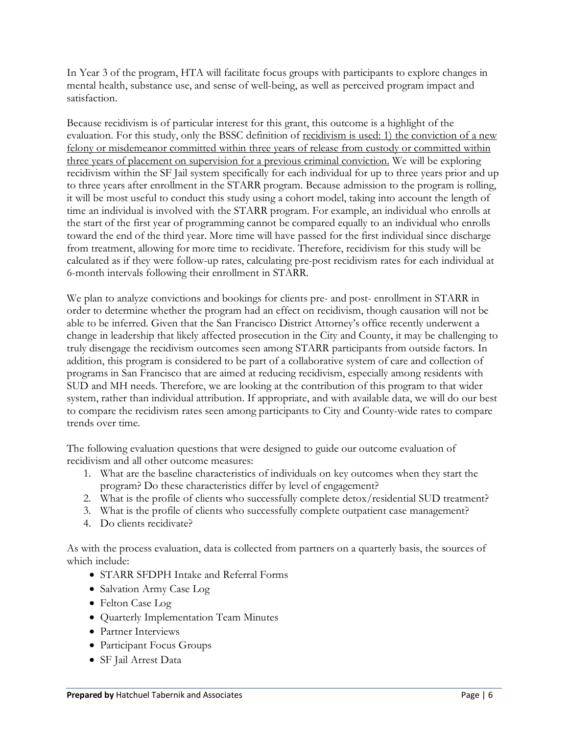In Year 3 of the program, HTA will facilitate focus groups with participants to explore changes in mental health, substance use, and sense of well-being, as well as perceived program impact and satisfaction.

Because recidivism is of particular interest for this grant, this outcome is a highlight of the evaluation. For this study, only the BSSC definition of recidivism is used: 1) the conviction of a new felony or misdemeanor committed within three years of release from custody or committed within three years of placement on supervision for a previous criminal conviction. We will be exploring recidivism within the SF Jail system specifically for each individual for up to three years prior and up to three years after enrollment in the STARR program. Because admission to the program is rolling, it will be most useful to conduct this study using a cohort model, taking into account the length of time an individual is involved with the STARR program. For example, an individual who enrolls at the start of the first year of programming cannot be compared equally to an individual who enrolls toward the end of the third year. More time will have passed for the first individual since discharge from treatment, allowing for more time to recidivate. Therefore, recidivism for this study will be calculated as if they were follow-up rates, calculating pre-post recidivism rates for each individual at 6-month intervals following their enrollment in STARR.

We plan to analyze convictions and bookings for clients pre- and post- enrollment in STARR in order to determine whether the program had an effect on recidivism, though causation will not be able to be inferred. Given that the San Francisco District Attorney's office recently underwent a change in leadership that likely affected prosecution in the City and County, it may be challenging to truly disengage the recidivism outcomes seen among STARR participants from outside factors. In addition, this program is considered to be part of a collaborative system of care and collection of programs in San Francisco that are aimed at reducing recidivism, especially among residents with SUD and MH needs. Therefore, we are looking at the contribution of this program to that wider system, rather than individual attribution. If appropriate, and with available data, we will do our best to compare the recidivism rates seen among participants to City and County-wide rates to compare trends over time.

The following evaluation questions that were designed to guide our outcome evaluation of recidivism and all other outcome measures:

1. What are the baseline characteristics of individuals on key outcomes when they start the program? Do these characteristics differ by level of engagement?
2. What is the profile of clients who successfully complete detox/residential SUD treatment?
3. What is the profile of clients who successfully complete outpatient case management?
4. Do clients recidivate?

As with the process evaluation, data is collected from partners on a quarterly basis, the sources of which include:

- STARR SFDPH Intake and Referral Forms
- Salvation Army Case Log
- Felton Case Log
- Quarterly Implementation Team Minutes
- Partner Interviews
- Participant Focus Groups
- SF Jail Arrest Data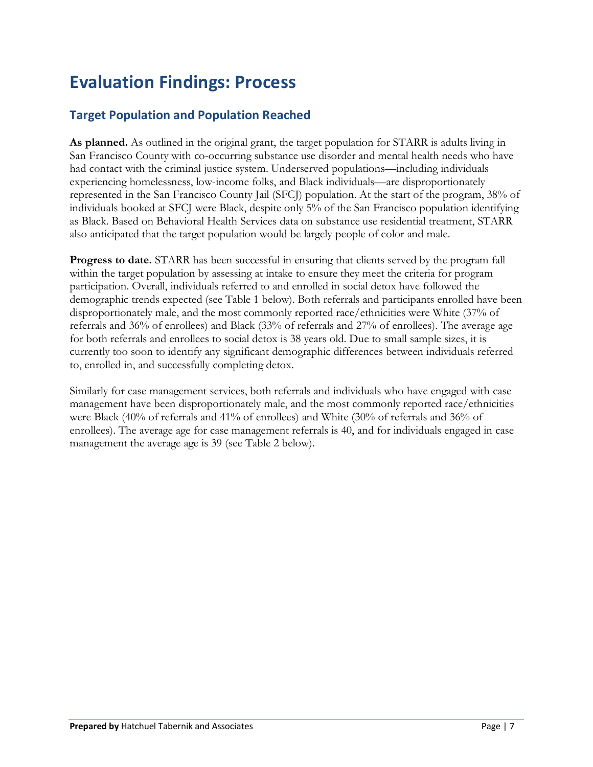# Evaluation Findings: Process

## Target Population and Population Reached

**As planned.** As outlined in the original grant, the target population for STARR is adults living in San Francisco County with co-occurring substance use disorder and mental health needs who have had contact with the criminal justice system. Underserved populations—including individuals experiencing homelessness, low-income folks, and Black individuals—are disproportionately represented in the San Francisco County Jail (SFCJ) population. At the start of the program, 38% of individuals booked at SFCJ were Black, despite only 5% of the San Francisco population identifying as Black. Based on Behavioral Health Services data on substance use residential treatment, STARR also anticipated that the target population would be largely people of color and male.

**Progress to date.** STARR has been successful in ensuring that clients served by the program fall within the target population by assessing at intake to ensure they meet the criteria for program participation. Overall, individuals referred to and enrolled in social detox have followed the demographic trends expected (see Table 1 below). Both referrals and participants enrolled have been disproportionately male, and the most commonly reported race/ethnicities were White (37% of referrals and 36% of enrollees) and Black (33% of referrals and 27% of enrollees). The average age for both referrals and enrollees to social detox is 38 years old. Due to small sample sizes, it is currently too soon to identify any significant demographic differences between individuals referred to, enrolled in, and successfully completing detox.

Similarly for case management services, both referrals and individuals who have engaged with case management have been disproportionately male, and the most commonly reported race/ethnicities were Black (40% of referrals and 41% of enrollees) and White (30% of referrals and 36% of enrollees). The average age for case management referrals is 40, and for individuals engaged in case management the average age is 39 (see Table 2 below).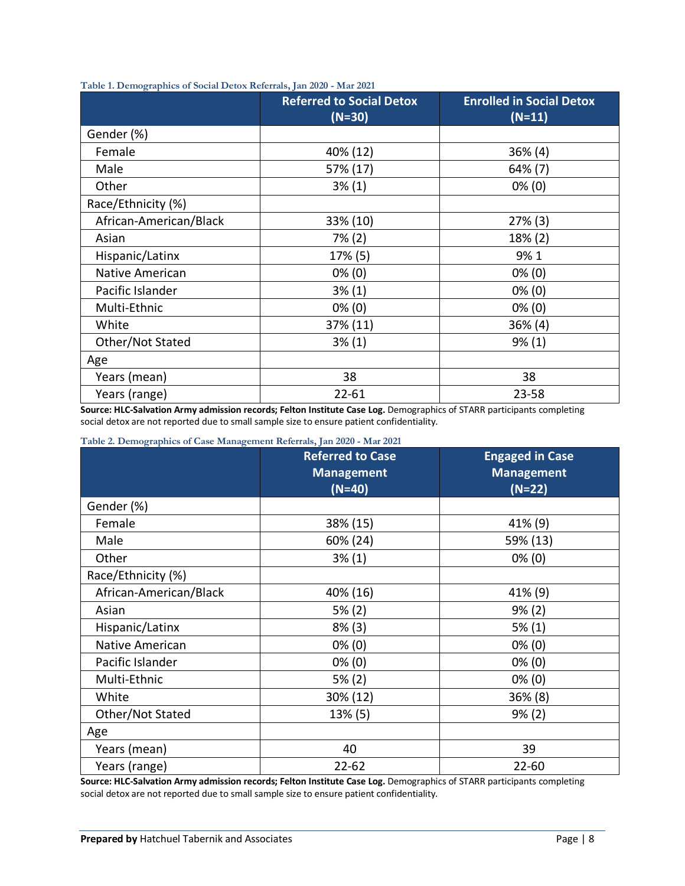**Table 1. Demographics of Social Detox Referrals, Jan 2020 - Mar 2021**

| | Referred to Social Detox (N=30) | Enrolled in Social Detox (N=11) |
|---|---|---|
| Gender (%) | | |
| Female | 40% (12) | 36% (4) |
| Male | 57% (17) | 64% (7) |
| Other | 3% (1) | 0% (0) |
| Race/Ethnicity (%) | | |
| African-American/Black | 33% (10) | 27% (3) |
| Asian | 7% (2) | 18% (2) |
| Hispanic/Latinx | 17% (5) | 9% 1 |
| Native American | 0% (0) | 0% (0) |
| Pacific Islander | 3% (1) | 0% (0) |
| Multi-Ethnic | 0% (0) | 0% (0) |
| White | 37% (11) | 36% (4) |
| Other/Not Stated | 3% (1) | 9% (1) |
| Age | | |
| Years (mean) | 38 | 38 |
| Years (range) | 22-61 | 23-58 |

**Source: HLC-Salvation Army admission records; Felton Institute Case Log.** Demographics of STARR participants completing social detox are not reported due to small sample size to ensure patient confidentiality.

**Table 2. Demographics of Case Management Referrals, Jan 2020 - Mar 2021**

| | Referred to Case Management (N=40) | Engaged in Case Management (N=22) |
|---|---|---|
| Gender (%) | | |
| Female | 38% (15) | 41% (9) |
| Male | 60% (24) | 59% (13) |
| Other | 3% (1) | 0% (0) |
| Race/Ethnicity (%) | | |
| African-American/Black | 40% (16) | 41% (9) |
| Asian | 5% (2) | 9% (2) |
| Hispanic/Latinx | 8% (3) | 5% (1) |
| Native American | 0% (0) | 0% (0) |
| Pacific Islander | 0% (0) | 0% (0) |
| Multi-Ethnic | 5% (2) | 0% (0) |
| White | 30% (12) | 36% (8) |
| Other/Not Stated | 13% (5) | 9% (2) |
| Age | | |
| Years (mean) | 40 | 39 |
| Years (range) | 22-62 | 22-60 |

**Source: HLC-Salvation Army admission records; Felton Institute Case Log.** Demographics of STARR participants completing social detox are not reported due to small sample size to ensure patient confidentiality.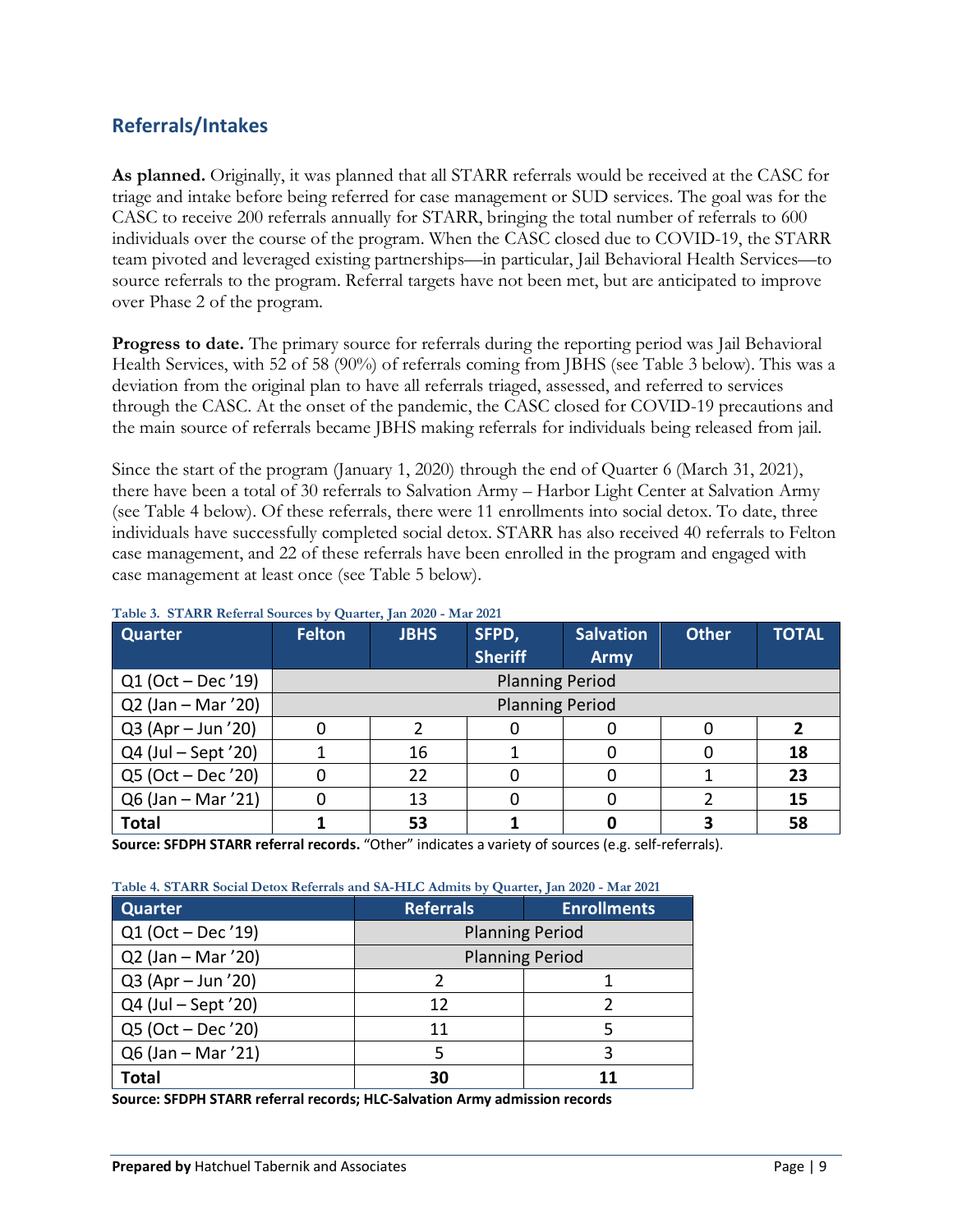## Referrals/Intakes

**As planned.** Originally, it was planned that all STARR referrals would be received at the CASC for triage and intake before being referred for case management or SUD services. The goal was for the CASC to receive 200 referrals annually for STARR, bringing the total number of referrals to 600 individuals over the course of the program. When the CASC closed due to COVID-19, the STARR team pivoted and leveraged existing partnerships—in particular, Jail Behavioral Health Services—to source referrals to the program. Referral targets have not been met, but are anticipated to improve over Phase 2 of the program.

**Progress to date.** The primary source for referrals during the reporting period was Jail Behavioral Health Services, with 52 of 58 (90%) of referrals coming from JBHS (see Table 3 below). This was a deviation from the original plan to have all referrals triaged, assessed, and referred to services through the CASC. At the onset of the pandemic, the CASC closed for COVID-19 precautions and the main source of referrals became JBHS making referrals for individuals being released from jail.

Since the start of the program (January 1, 2020) through the end of Quarter 6 (March 31, 2021), there have been a total of 30 referrals to Salvation Army – Harbor Light Center at Salvation Army (see Table 4 below). Of these referrals, there were 11 enrollments into social detox. To date, three individuals have successfully completed social detox. STARR has also received 40 referrals to Felton case management, and 22 of these referrals have been enrolled in the program and engaged with case management at least once (see Table 5 below).

**Table 3. STARR Referral Sources by Quarter, Jan 2020 - Mar 2021**

| Quarter | Felton | JBHS | SFPD, Sheriff | Salvation Army | Other | TOTAL |
|---|---|---|---|---|---|---|
| Q1 (Oct – Dec '19) | Planning Period | | | | | |
| Q2 (Jan – Mar '20) | Planning Period | | | | | |
| Q3 (Apr – Jun '20) | 0 | 2 | 0 | 0 | 0 | **2** |
| Q4 (Jul – Sept '20) | 1 | 16 | 1 | 0 | 0 | **18** |
| Q5 (Oct – Dec '20) | 0 | 22 | 0 | 0 | 1 | **23** |
| Q6 (Jan – Mar '21) | 0 | 13 | 0 | 0 | 2 | **15** |
| **Total** | **1** | **53** | **1** | **0** | **3** | **58** |

**Source: SFDPH STARR referral records.** "Other" indicates a variety of sources (e.g. self-referrals).

**Table 4. STARR Social Detox Referrals and SA-HLC Admits by Quarter, Jan 2020 - Mar 2021**

| Quarter | Referrals | Enrollments |
|---|---|---|
| Q1 (Oct – Dec '19) | Planning Period | |
| Q2 (Jan – Mar '20) | Planning Period | |
| Q3 (Apr – Jun '20) | 2 | 1 |
| Q4 (Jul – Sept '20) | 12 | 2 |
| Q5 (Oct – Dec '20) | 11 | 5 |
| Q6 (Jan – Mar '21) | 5 | 3 |
| **Total** | **30** | **11** |

**Source: SFDPH STARR referral records; HLC-Salvation Army admission records**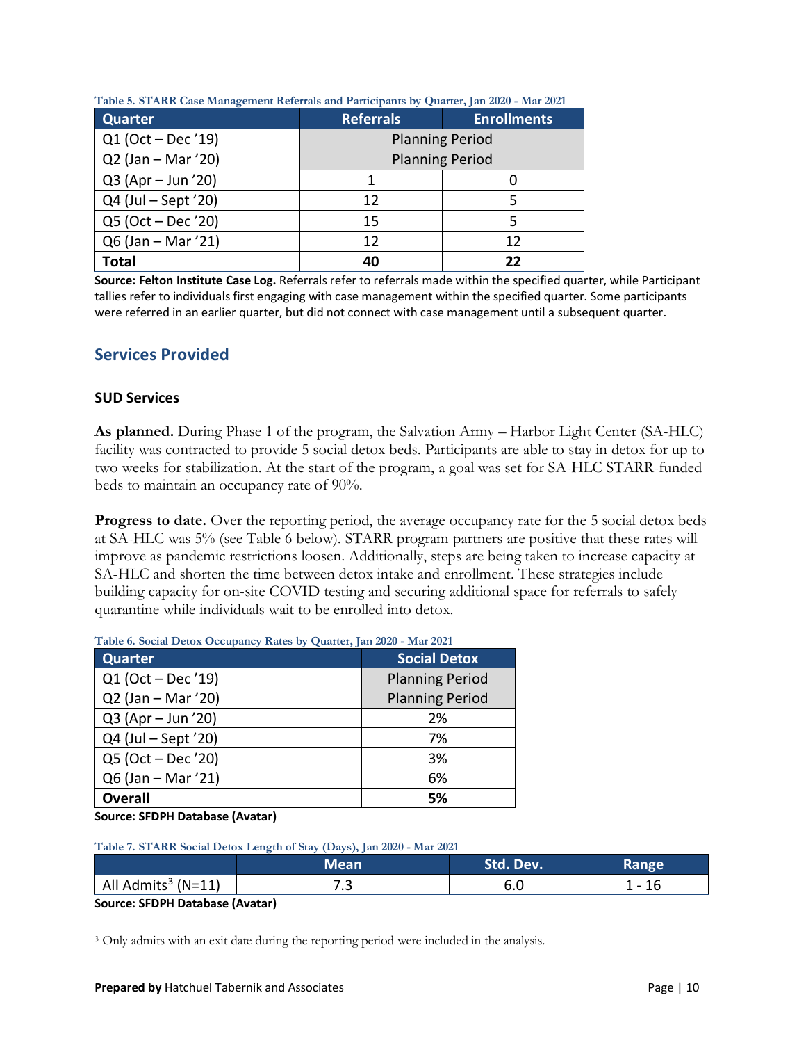Table 5. STARR Case Management Referrals and Participants by Quarter, Jan 2020 - Mar 2021

| Quarter | Referrals | Enrollments |
|---|---|---|
| Q1 (Oct – Dec '19) | Planning Period | |
| Q2 (Jan – Mar '20) | Planning Period | |
| Q3 (Apr – Jun '20) | 1 | 0 |
| Q4 (Jul – Sept '20) | 12 | 5 |
| Q5 (Oct – Dec '20) | 15 | 5 |
| Q6 (Jan – Mar '21) | 12 | 12 |
| **Total** | **40** | **22** |

**Source: Felton Institute Case Log.** Referrals refer to referrals made within the specified quarter, while Participant tallies refer to individuals first engaging with case management within the specified quarter. Some participants were referred in an earlier quarter, but did not connect with case management until a subsequent quarter.

## Services Provided

### SUD Services

**As planned.** During Phase 1 of the program, the Salvation Army – Harbor Light Center (SA-HLC) facility was contracted to provide 5 social detox beds. Participants are able to stay in detox for up to two weeks for stabilization. At the start of the program, a goal was set for SA-HLC STARR-funded beds to maintain an occupancy rate of 90%.

**Progress to date.** Over the reporting period, the average occupancy rate for the 5 social detox beds at SA-HLC was 5% (see Table 6 below). STARR program partners are positive that these rates will improve as pandemic restrictions loosen. Additionally, steps are being taken to increase capacity at SA-HLC and shorten the time between detox intake and enrollment. These strategies include building capacity for on-site COVID testing and securing additional space for referrals to safely quarantine while individuals wait to be enrolled into detox.

Table 6. Social Detox Occupancy Rates by Quarter, Jan 2020 - Mar 2021

| Quarter | Social Detox |
|---|---|
| Q1 (Oct – Dec '19) | Planning Period |
| Q2 (Jan – Mar '20) | Planning Period |
| Q3 (Apr – Jun '20) | 2% |
| Q4 (Jul – Sept '20) | 7% |
| Q5 (Oct – Dec '20) | 3% |
| Q6 (Jan – Mar '21) | 6% |
| **Overall** | **5%** |

**Source: SFDPH Database (Avatar)**

Table 7. STARR Social Detox Length of Stay (Days), Jan 2020 - Mar 2021

| | Mean | Std. Dev. | Range |
|---|---|---|---|
| All Admits[3] (N=11) | 7.3 | 6.0 | 1 - 16 |

**Source: SFDPH Database (Avatar)**

[3] Only admits with an exit date during the reporting period were included in the analysis.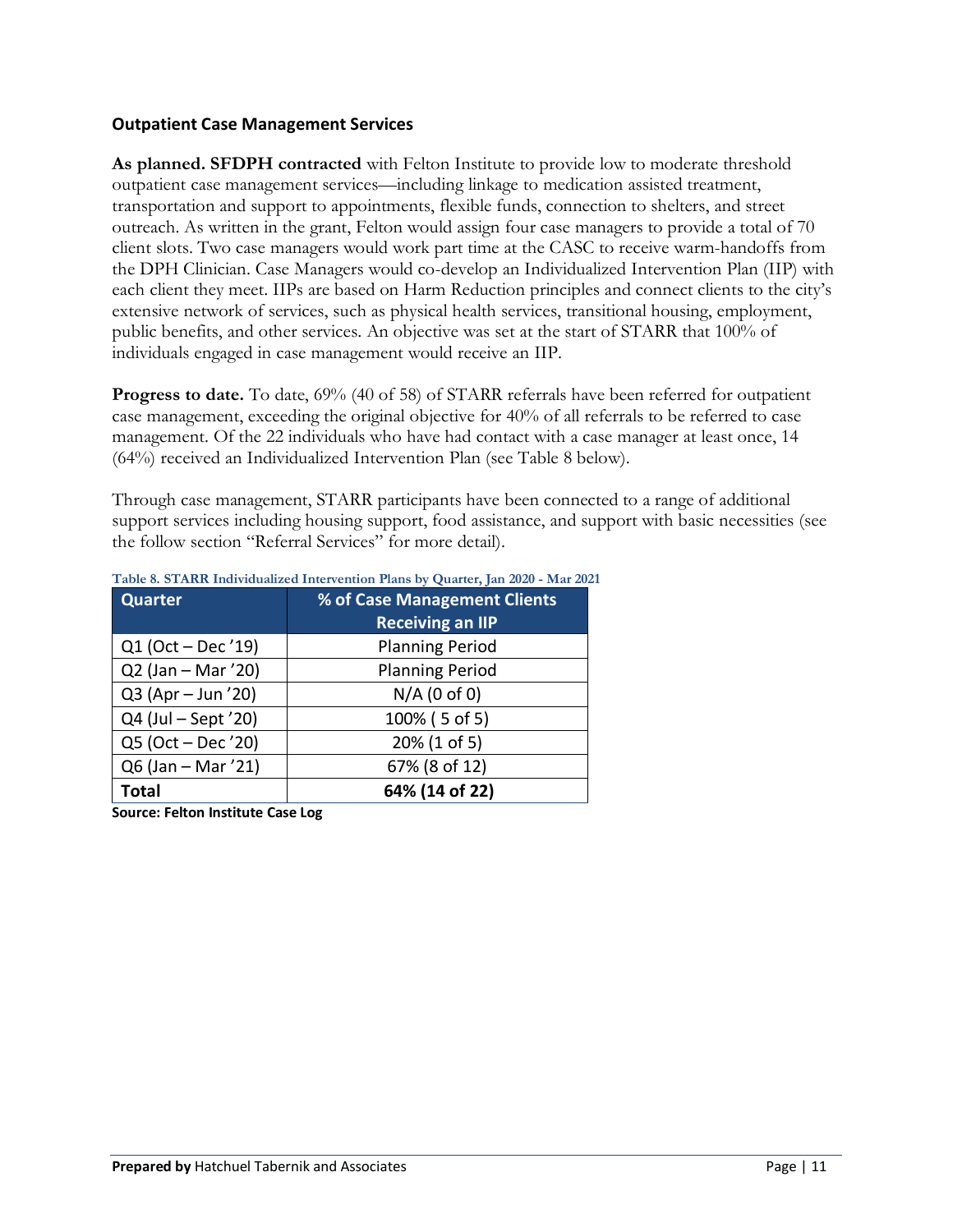### Outpatient Case Management Services

**As planned. SFDPH contracted** with Felton Institute to provide low to moderate threshold outpatient case management services—including linkage to medication assisted treatment, transportation and support to appointments, flexible funds, connection to shelters, and street outreach. As written in the grant, Felton would assign four case managers to provide a total of 70 client slots. Two case managers would work part time at the CASC to receive warm-handoffs from the DPH Clinician. Case Managers would co-develop an Individualized Intervention Plan (IIP) with each client they meet. IIPs are based on Harm Reduction principles and connect clients to the city's extensive network of services, such as physical health services, transitional housing, employment, public benefits, and other services. An objective was set at the start of STARR that 100% of individuals engaged in case management would receive an IIP.

**Progress to date.** To date, 69% (40 of 58) of STARR referrals have been referred for outpatient case management, exceeding the original objective for 40% of all referrals to be referred to case management. Of the 22 individuals who have had contact with a case manager at least once, 14 (64%) received an Individualized Intervention Plan (see Table 8 below).

Through case management, STARR participants have been connected to a range of additional support services including housing support, food assistance, and support with basic necessities (see the follow section "Referral Services" for more detail).

**Table 8. STARR Individualized Intervention Plans by Quarter, Jan 2020 - Mar 2021**

| Quarter | % of Case Management Clients Receiving an IIP |
|---|---|
| Q1 (Oct – Dec '19) | Planning Period |
| Q2 (Jan – Mar '20) | Planning Period |
| Q3 (Apr – Jun '20) | N/A (0 of 0) |
| Q4 (Jul – Sept '20) | 100% ( 5 of 5) |
| Q5 (Oct – Dec '20) | 20% (1 of 5) |
| Q6 (Jan – Mar '21) | 67% (8 of 12) |
| **Total** | **64% (14 of 22)** |

**Source: Felton Institute Case Log**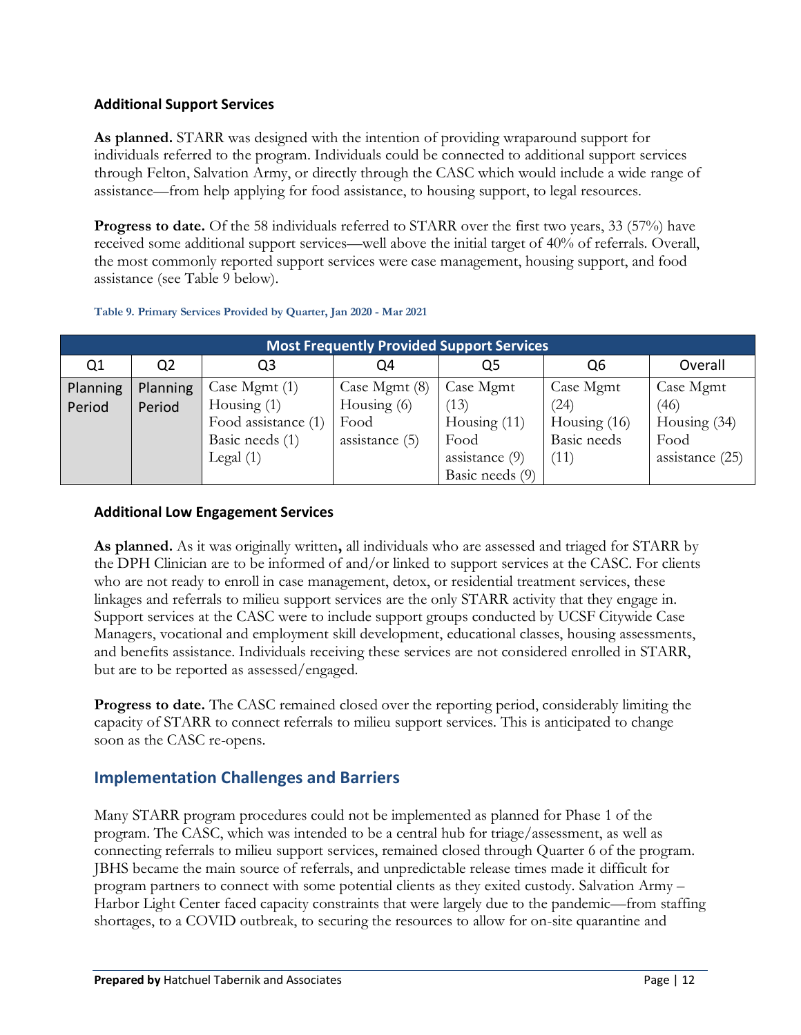### Additional Support Services

**As planned.** STARR was designed with the intention of providing wraparound support for individuals referred to the program. Individuals could be connected to additional support services through Felton, Salvation Army, or directly through the CASC which would include a wide range of assistance—from help applying for food assistance, to housing support, to legal resources.

**Progress to date.** Of the 58 individuals referred to STARR over the first two years, 33 (57%) have received some additional support services—well above the initial target of 40% of referrals. Overall, the most commonly reported support services were case management, housing support, and food assistance (see Table 9 below).

**Table 9. Primary Services Provided by Quarter, Jan 2020 - Mar 2021**

| Most Frequently Provided Support Services | | | | | | |
|---|---|---|---|---|---|---|
| Q1 | Q2 | Q3 | Q4 | Q5 | Q6 | Overall |
| Planning Period | Planning Period | Case Mgmt (1)<br>Housing (1)<br>Food assistance (1)<br>Basic needs (1)<br>Legal (1) | Case Mgmt (8)<br>Housing (6)<br>Food assistance (5) | Case Mgmt (13)<br>Housing (11)<br>Food assistance (9)<br>Basic needs (9) | Case Mgmt (24)<br>Housing (16)<br>Basic needs (11) | Case Mgmt (46)<br>Housing (34)<br>Food assistance (25) |

### Additional Low Engagement Services

**As planned.** As it was originally written**,** all individuals who are assessed and triaged for STARR by the DPH Clinician are to be informed of and/or linked to support services at the CASC. For clients who are not ready to enroll in case management, detox, or residential treatment services, these linkages and referrals to milieu support services are the only STARR activity that they engage in. Support services at the CASC were to include support groups conducted by UCSF Citywide Case Managers, vocational and employment skill development, educational classes, housing assessments, and benefits assistance. Individuals receiving these services are not considered enrolled in STARR, but are to be reported as assessed/engaged.

**Progress to date.** The CASC remained closed over the reporting period, considerably limiting the capacity of STARR to connect referrals to milieu support services. This is anticipated to change soon as the CASC re-opens.

## Implementation Challenges and Barriers

Many STARR program procedures could not be implemented as planned for Phase 1 of the program. The CASC, which was intended to be a central hub for triage/assessment, as well as connecting referrals to milieu support services, remained closed through Quarter 6 of the program. JBHS became the main source of referrals, and unpredictable release times made it difficult for program partners to connect with some potential clients as they exited custody. Salvation Army – Harbor Light Center faced capacity constraints that were largely due to the pandemic—from staffing shortages, to a COVID outbreak, to securing the resources to allow for on-site quarantine and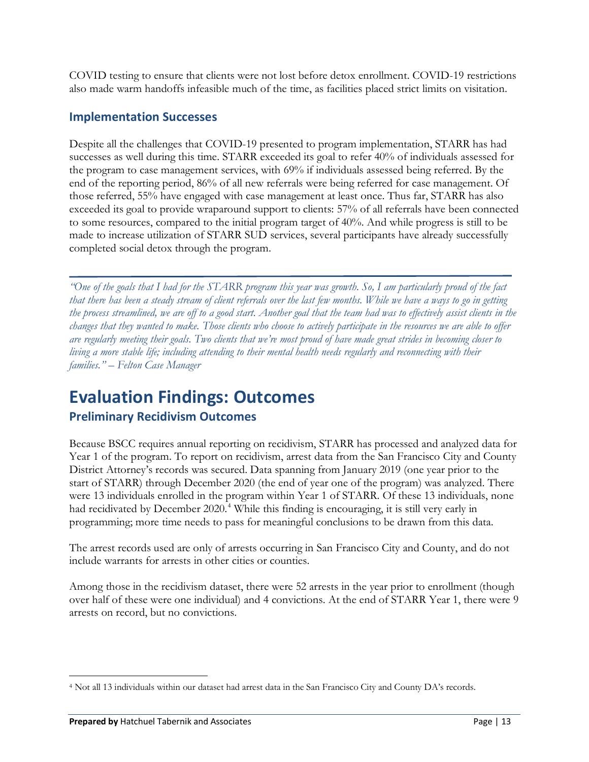COVID testing to ensure that clients were not lost before detox enrollment. COVID-19 restrictions also made warm handoffs infeasible much of the time, as facilities placed strict limits on visitation.

### Implementation Successes

Despite all the challenges that COVID-19 presented to program implementation, STARR has had successes as well during this time. STARR exceeded its goal to refer 40% of individuals assessed for the program to case management services, with 69% if individuals assessed being referred. By the end of the reporting period, 86% of all new referrals were being referred for case management. Of those referred, 55% have engaged with case management at least once. Thus far, STARR has also exceeded its goal to provide wraparound support to clients: 57% of all referrals have been connected to some resources, compared to the initial program target of 40%. And while progress is still to be made to increase utilization of STARR SUD services, several participants have already successfully completed social detox through the program.

---

*"One of the goals that I had for the STARR program this year was growth. So, I am particularly proud of the fact that there has been a steady stream of client referrals over the last few months. While we have a ways to go in getting the process streamlined, we are off to a good start. Another goal that the team had was to effectively assist clients in the changes that they wanted to make. Those clients who choose to actively participate in the resources we are able to offer are regularly meeting their goals. Two clients that we're most proud of have made great strides in becoming closer to living a more stable life; including attending to their mental health needs regularly and reconnecting with their families." – Felton Case Manager*

# Evaluation Findings: Outcomes

### Preliminary Recidivism Outcomes

Because BSCC requires annual reporting on recidivism, STARR has processed and analyzed data for Year 1 of the program. To report on recidivism, arrest data from the San Francisco City and County District Attorney's records was secured. Data spanning from January 2019 (one year prior to the start of STARR) through December 2020 (the end of year one of the program) was analyzed. There were 13 individuals enrolled in the program within Year 1 of STARR. Of these 13 individuals, none had recidivated by December 2020.[4] While this finding is encouraging, it is still very early in programming; more time needs to pass for meaningful conclusions to be drawn from this data.

The arrest records used are only of arrests occurring in San Francisco City and County, and do not include warrants for arrests in other cities or counties.

Among those in the recidivism dataset, there were 52 arrests in the year prior to enrollment (though over half of these were one individual) and 4 convictions. At the end of STARR Year 1, there were 9 arrests on record, but no convictions.

---

[4] Not all 13 individuals within our dataset had arrest data in the San Francisco City and County DA's records.